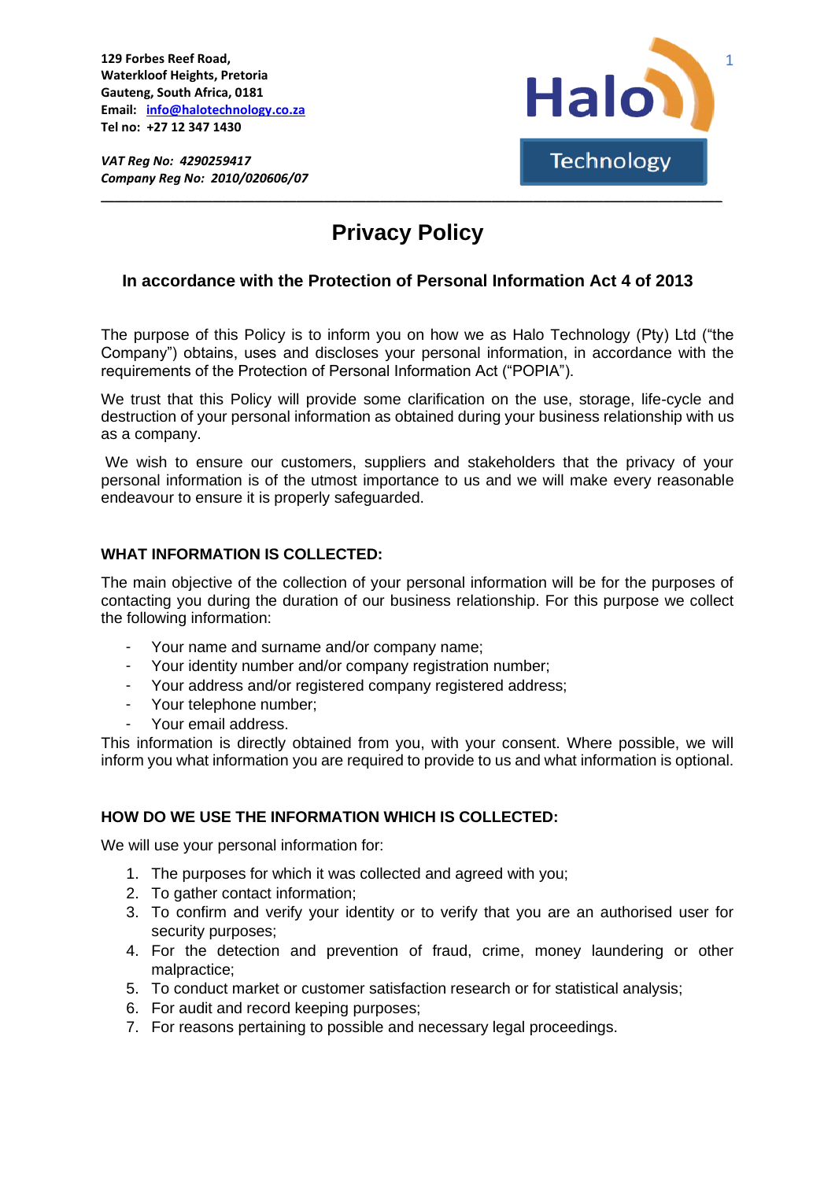**129 Forbes Reef Road,**
**Waterkloof Heights, Pretoria**
**Gauteng, South Africa, 0181**
**Email: info@halotechnology.co.za**
**Tel no: +27 12 347 1430**

***VAT Reg No: 4290259417***
***Company Reg No: 2010/020606/07***

Halo Technology

# Privacy Policy

### In accordance with the Protection of Personal Information Act 4 of 2013

The purpose of this Policy is to inform you on how we as Halo Technology (Pty) Ltd ("the Company") obtains, uses and discloses your personal information, in accordance with the requirements of the Protection of Personal Information Act ("POPIA").

We trust that this Policy will provide some clarification on the use, storage, life-cycle and destruction of your personal information as obtained during your business relationship with us as a company.

We wish to ensure our customers, suppliers and stakeholders that the privacy of your personal information is of the utmost importance to us and we will make every reasonable endeavour to ensure it is properly safeguarded.

## WHAT INFORMATION IS COLLECTED:

The main objective of the collection of your personal information will be for the purposes of contacting you during the duration of our business relationship. For this purpose we collect the following information:

- Your name and surname and/or company name;
- Your identity number and/or company registration number;
- Your address and/or registered company registered address;
- Your telephone number;
- Your email address.

This information is directly obtained from you, with your consent. Where possible, we will inform you what information you are required to provide to us and what information is optional.

## HOW DO WE USE THE INFORMATION WHICH IS COLLECTED:

We will use your personal information for:

1. The purposes for which it was collected and agreed with you;
2. To gather contact information;
3. To confirm and verify your identity or to verify that you are an authorised user for security purposes;
4. For the detection and prevention of fraud, crime, money laundering or other malpractice;
5. To conduct market or customer satisfaction research or for statistical analysis;
6. For audit and record keeping purposes;
7. For reasons pertaining to possible and necessary legal proceedings.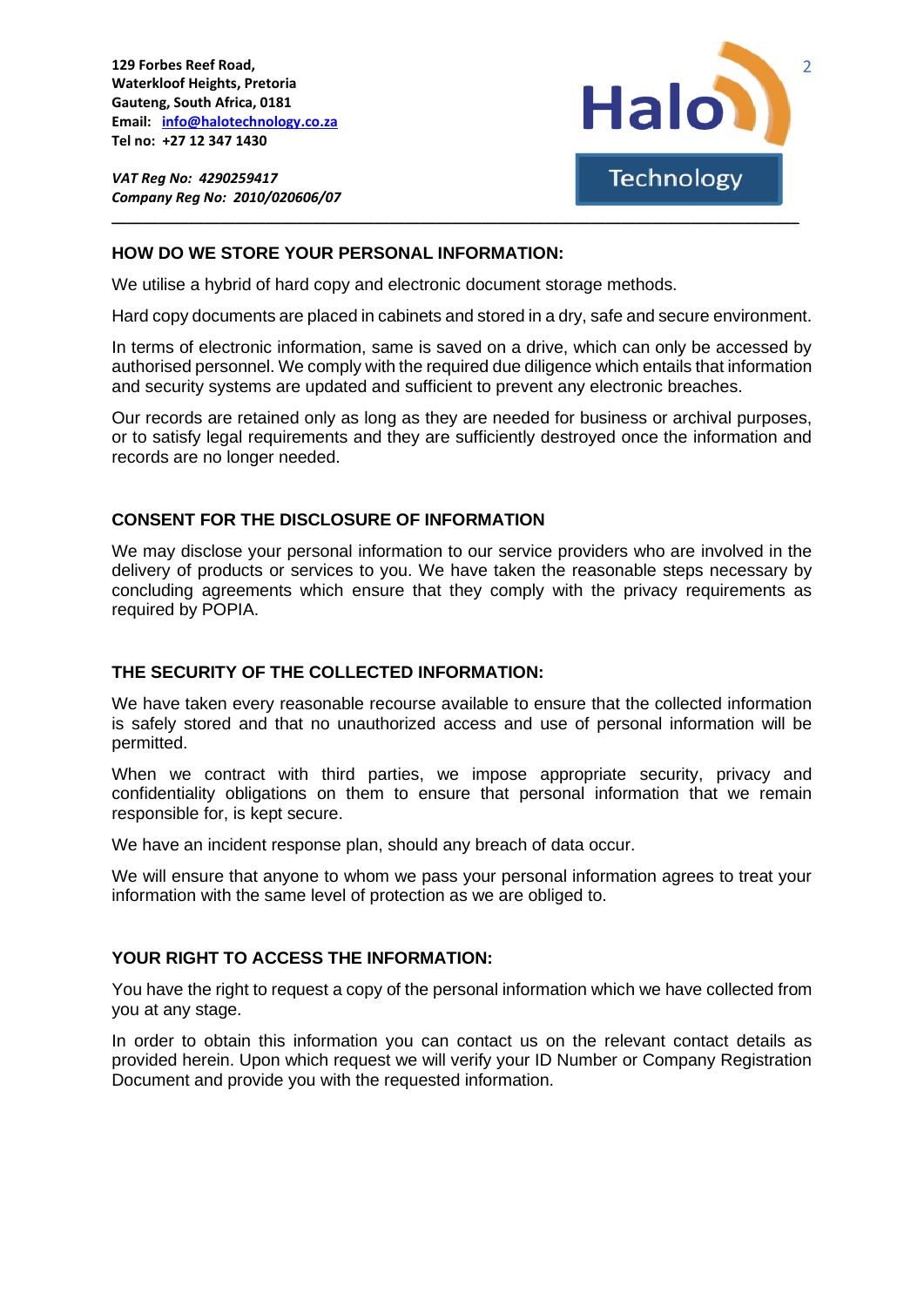## HOW DO WE STORE YOUR PERSONAL INFORMATION:

We utilise a hybrid of hard copy and electronic document storage methods.

Hard copy documents are placed in cabinets and stored in a dry, safe and secure environment.

In terms of electronic information, same is saved on a drive, which can only be accessed by authorised personnel. We comply with the required due diligence which entails that information and security systems are updated and sufficient to prevent any electronic breaches.

Our records are retained only as long as they are needed for business or archival purposes, or to satisfy legal requirements and they are sufficiently destroyed once the information and records are no longer needed.

## CONSENT FOR THE DISCLOSURE OF INFORMATION

We may disclose your personal information to our service providers who are involved in the delivery of products or services to you. We have taken the reasonable steps necessary by concluding agreements which ensure that they comply with the privacy requirements as required by POPIA.

## THE SECURITY OF THE COLLECTED INFORMATION:

We have taken every reasonable recourse available to ensure that the collected information is safely stored and that no unauthorized access and use of personal information will be permitted.

When we contract with third parties, we impose appropriate security, privacy and confidentiality obligations on them to ensure that personal information that we remain responsible for, is kept secure.

We have an incident response plan, should any breach of data occur.

We will ensure that anyone to whom we pass your personal information agrees to treat your information with the same level of protection as we are obliged to.

## YOUR RIGHT TO ACCESS THE INFORMATION:

You have the right to request a copy of the personal information which we have collected from you at any stage.

In order to obtain this information you can contact us on the relevant contact details as provided herein. Upon which request we will verify your ID Number or Company Registration Document and provide you with the requested information.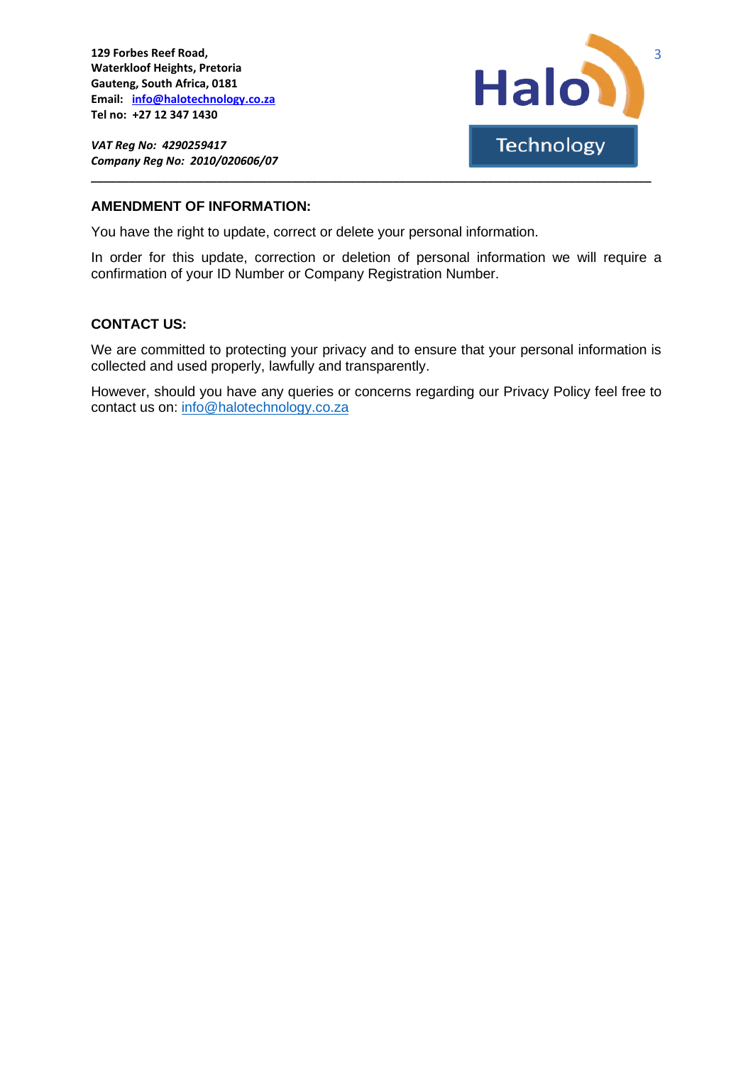129 Forbes Reef Road,
Waterkloof Heights, Pretoria
Gauteng, South Africa, 0181
Email: info@halotechnology.co.za
Tel no: +27 12 347 1430

*VAT Reg No: 4290259417*
*Company Reg No: 2010/020606/07*

## AMENDMENT OF INFORMATION:

You have the right to update, correct or delete your personal information.

In order for this update, correction or deletion of personal information we will require a confirmation of your ID Number or Company Registration Number.

## CONTACT US:

We are committed to protecting your privacy and to ensure that your personal information is collected and used properly, lawfully and transparently.

However, should you have any queries or concerns regarding our Privacy Policy feel free to contact us on: info@halotechnology.co.za